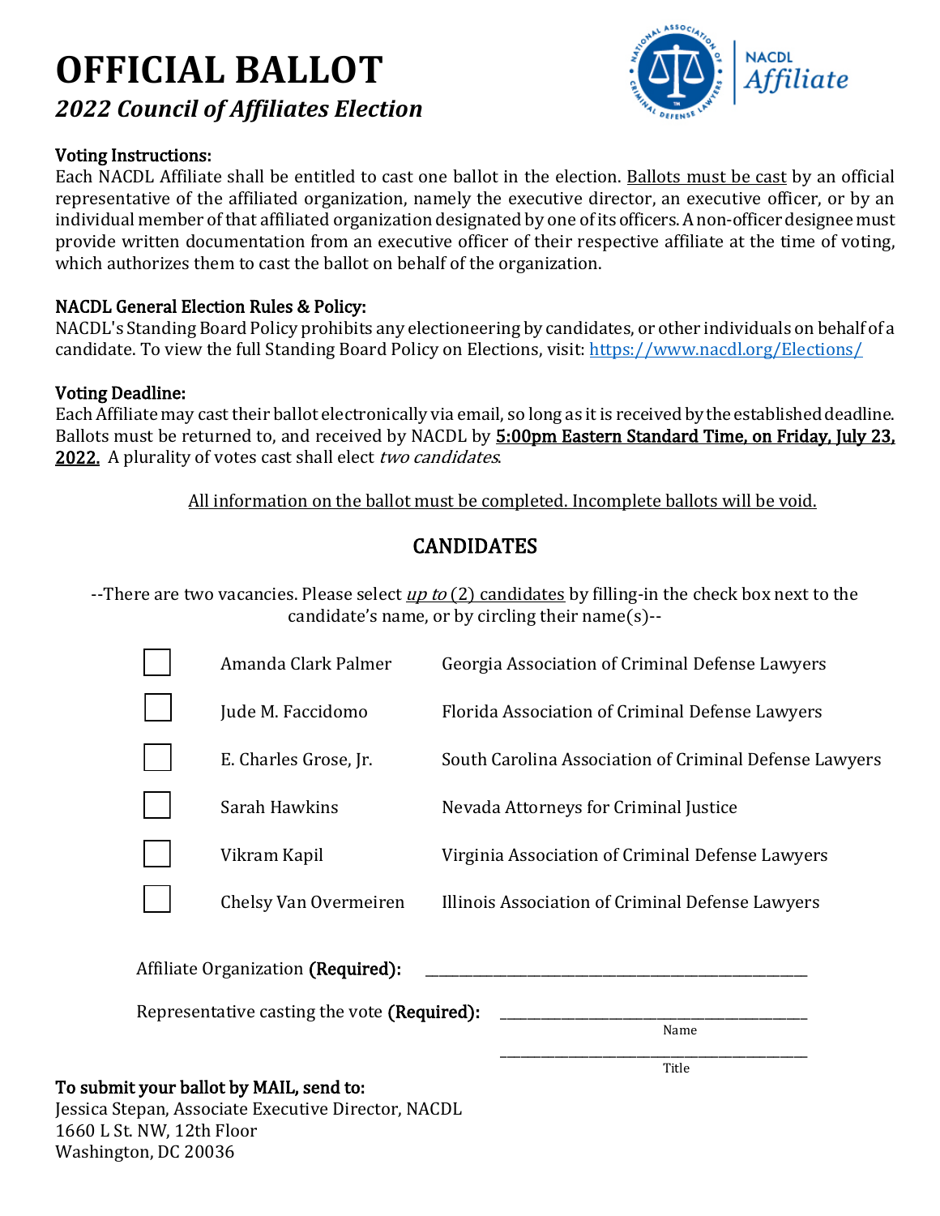# OFFICIAL BALLOT

## *2022 Council of Affiliates Election*

NACDL Affiliate

**Voting Instructions:**
Each NACDL Affiliate shall be entitled to cast one ballot in the election. Ballots must be cast by an official representative of the affiliated organization, namely the executive director, an executive officer, or by an individual member of that affiliated organization designated by one of its officers. A non-officer designee must provide written documentation from an executive officer of their respective affiliate at the time of voting, which authorizes them to cast the ballot on behalf of the organization.

**NACDL General Election Rules & Policy:**
NACDL's Standing Board Policy prohibits any electioneering by candidates, or other individuals on behalf of a candidate. To view the full Standing Board Policy on Elections, visit: https://www.nacdl.org/Elections/

**Voting Deadline:**
Each Affiliate may cast their ballot electronically via email, so long as it is received by the established deadline. Ballots must be returned to, and received by NACDL by **5:00pm Eastern Standard Time, on Friday, July 23, 2022.** A plurality of votes cast shall elect *two candidates*.

All information on the ballot must be completed. Incomplete ballots will be void.

## CANDIDATES

--There are two vacancies. Please select *up to* (2) candidates by filling-in the check box next to the candidate's name, or by circling their name(s)--

| | Candidate | Affiliate |
|---|---|---|
| ☐ | Amanda Clark Palmer | Georgia Association of Criminal Defense Lawyers |
| ☐ | Jude M. Faccidomo | Florida Association of Criminal Defense Lawyers |
| ☐ | E. Charles Grose, Jr. | South Carolina Association of Criminal Defense Lawyers |
| ☐ | Sarah Hawkins | Nevada Attorneys for Criminal Justice |
| ☐ | Vikram Kapil | Virginia Association of Criminal Defense Lawyers |
| ☐ | Chelsy Van Overmeiren | Illinois Association of Criminal Defense Lawyers |

Affiliate Organization **(Required):** ______________________________

Representative casting the vote **(Required):** ______________________________
Name

______________________________
Title

**To submit your ballot by MAIL, send to:**
Jessica Stepan, Associate Executive Director, NACDL
1660 L St. NW, 12th Floor
Washington, DC 20036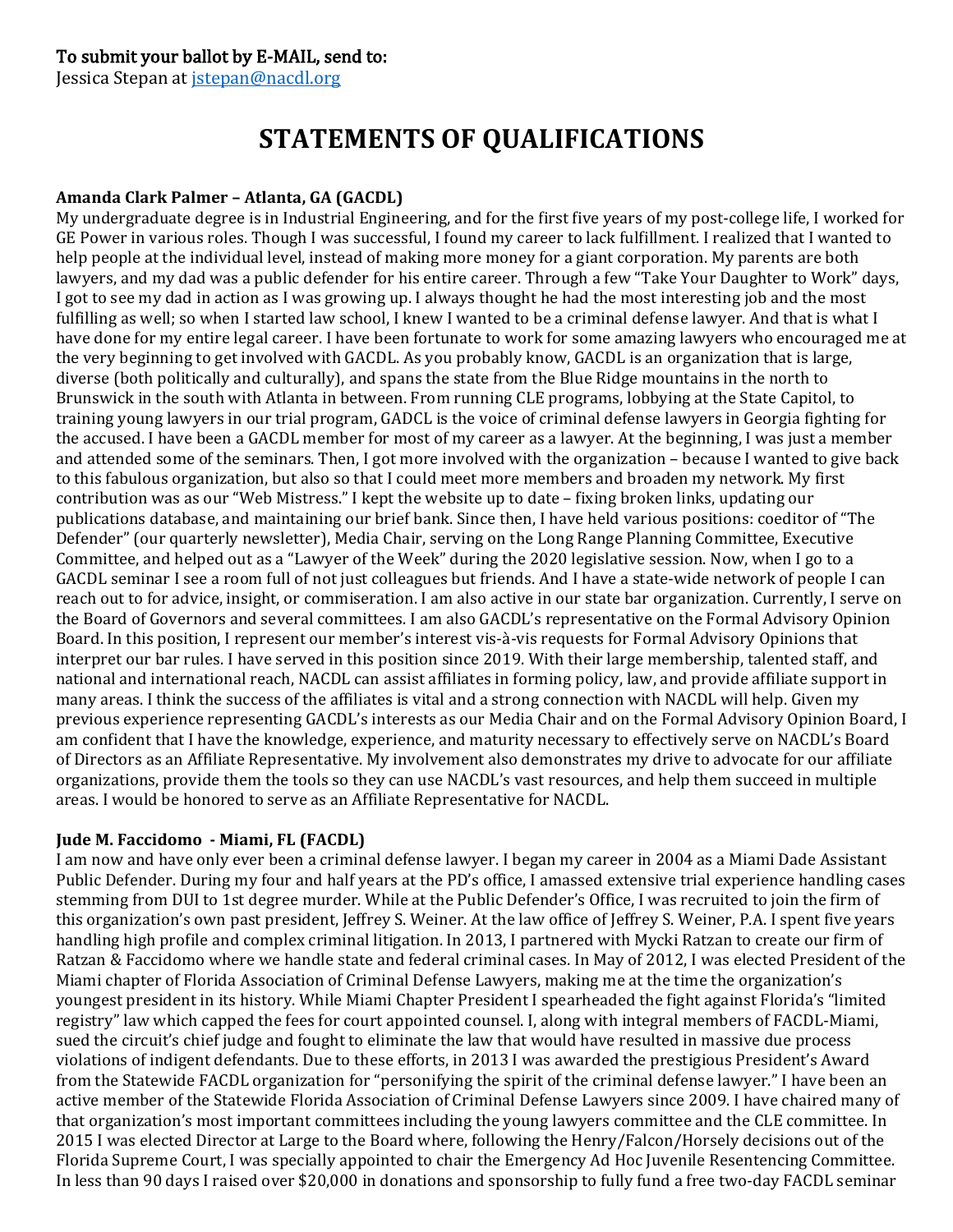**To submit your ballot by E-MAIL, send to:**
Jessica Stepan at [jstepan@nacdl.org](mailto:jstepan@nacdl.org)

# STATEMENTS OF QUALIFICATIONS

**Amanda Clark Palmer – Atlanta, GA (GACDL)**
My undergraduate degree is in Industrial Engineering, and for the first five years of my post-college life, I worked for GE Power in various roles. Though I was successful, I found my career to lack fulfillment. I realized that I wanted to help people at the individual level, instead of making more money for a giant corporation. My parents are both lawyers, and my dad was a public defender for his entire career. Through a few "Take Your Daughter to Work" days, I got to see my dad in action as I was growing up. I always thought he had the most interesting job and the most fulfilling as well; so when I started law school, I knew I wanted to be a criminal defense lawyer. And that is what I have done for my entire legal career. I have been fortunate to work for some amazing lawyers who encouraged me at the very beginning to get involved with GACDL. As you probably know, GACDL is an organization that is large, diverse (both politically and culturally), and spans the state from the Blue Ridge mountains in the north to Brunswick in the south with Atlanta in between. From running CLE programs, lobbying at the State Capitol, to training young lawyers in our trial program, GADCL is the voice of criminal defense lawyers in Georgia fighting for the accused. I have been a GACDL member for most of my career as a lawyer. At the beginning, I was just a member and attended some of the seminars. Then, I got more involved with the organization – because I wanted to give back to this fabulous organization, but also so that I could meet more members and broaden my network. My first contribution was as our "Web Mistress." I kept the website up to date – fixing broken links, updating our publications database, and maintaining our brief bank. Since then, I have held various positions: coeditor of "The Defender" (our quarterly newsletter), Media Chair, serving on the Long Range Planning Committee, Executive Committee, and helped out as a "Lawyer of the Week" during the 2020 legislative session. Now, when I go to a GACDL seminar I see a room full of not just colleagues but friends. And I have a state-wide network of people I can reach out to for advice, insight, or commiseration. I am also active in our state bar organization. Currently, I serve on the Board of Governors and several committees. I am also GACDL's representative on the Formal Advisory Opinion Board. In this position, I represent our member's interest vis-à-vis requests for Formal Advisory Opinions that interpret our bar rules. I have served in this position since 2019. With their large membership, talented staff, and national and international reach, NACDL can assist affiliates in forming policy, law, and provide affiliate support in many areas. I think the success of the affiliates is vital and a strong connection with NACDL will help. Given my previous experience representing GACDL's interests as our Media Chair and on the Formal Advisory Opinion Board, I am confident that I have the knowledge, experience, and maturity necessary to effectively serve on NACDL's Board of Directors as an Affiliate Representative. My involvement also demonstrates my drive to advocate for our affiliate organizations, provide them the tools so they can use NACDL's vast resources, and help them succeed in multiple areas. I would be honored to serve as an Affiliate Representative for NACDL.

**Jude M. Faccidomo - Miami, FL (FACDL)**
I am now and have only ever been a criminal defense lawyer. I began my career in 2004 as a Miami Dade Assistant Public Defender. During my four and half years at the PD's office, I amassed extensive trial experience handling cases stemming from DUI to 1st degree murder. While at the Public Defender's Office, I was recruited to join the firm of this organization's own past president, Jeffrey S. Weiner. At the law office of Jeffrey S. Weiner, P.A. I spent five years handling high profile and complex criminal litigation. In 2013, I partnered with Mycki Ratzan to create our firm of Ratzan & Faccidomo where we handle state and federal criminal cases. In May of 2012, I was elected President of the Miami chapter of Florida Association of Criminal Defense Lawyers, making me at the time the organization's youngest president in its history. While Miami Chapter President I spearheaded the fight against Florida's "limited registry" law which capped the fees for court appointed counsel. I, along with integral members of FACDL-Miami, sued the circuit's chief judge and fought to eliminate the law that would have resulted in massive due process violations of indigent defendants. Due to these efforts, in 2013 I was awarded the prestigious President's Award from the Statewide FACDL organization for "personifying the spirit of the criminal defense lawyer." I have been an active member of the Statewide Florida Association of Criminal Defense Lawyers since 2009. I have chaired many of that organization's most important committees including the young lawyers committee and the CLE committee. In 2015 I was elected Director at Large to the Board where, following the Henry/Falcon/Horsely decisions out of the Florida Supreme Court, I was specially appointed to chair the Emergency Ad Hoc Juvenile Resentencing Committee. In less than 90 days I raised over $20,000 in donations and sponsorship to fully fund a free two-day FACDL seminar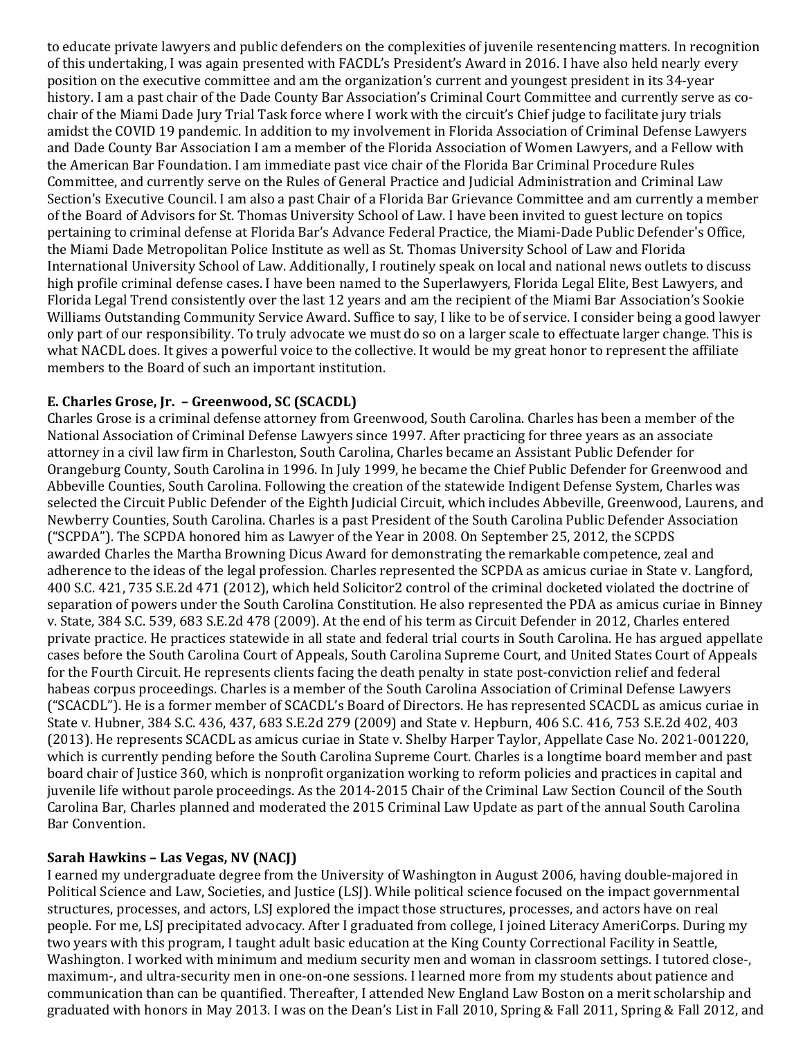to educate private lawyers and public defenders on the complexities of juvenile resentencing matters. In recognition of this undertaking, I was again presented with FACDL's President's Award in 2016. I have also held nearly every position on the executive committee and am the organization's current and youngest president in its 34-year history. I am a past chair of the Dade County Bar Association's Criminal Court Committee and currently serve as co-chair of the Miami Dade Jury Trial Task force where I work with the circuit's Chief judge to facilitate jury trials amidst the COVID 19 pandemic. In addition to my involvement in Florida Association of Criminal Defense Lawyers and Dade County Bar Association I am a member of the Florida Association of Women Lawyers, and a Fellow with the American Bar Foundation. I am immediate past vice chair of the Florida Bar Criminal Procedure Rules Committee, and currently serve on the Rules of General Practice and Judicial Administration and Criminal Law Section's Executive Council. I am also a past Chair of a Florida Bar Grievance Committee and am currently a member of the Board of Advisors for St. Thomas University School of Law. I have been invited to guest lecture on topics pertaining to criminal defense at Florida Bar's Advance Federal Practice, the Miami-Dade Public Defender's Office, the Miami Dade Metropolitan Police Institute as well as St. Thomas University School of Law and Florida International University School of Law. Additionally, I routinely speak on local and national news outlets to discuss high profile criminal defense cases. I have been named to the Superlawyers, Florida Legal Elite, Best Lawyers, and Florida Legal Trend consistently over the last 12 years and am the recipient of the Miami Bar Association's Sookie Williams Outstanding Community Service Award. Suffice to say, I like to be of service. I consider being a good lawyer only part of our responsibility. To truly advocate we must do so on a larger scale to effectuate larger change. This is what NACDL does. It gives a powerful voice to the collective. It would be my great honor to represent the affiliate members to the Board of such an important institution.

### E. Charles Grose, Jr. – Greenwood, SC (SCACDL)

Charles Grose is a criminal defense attorney from Greenwood, South Carolina. Charles has been a member of the National Association of Criminal Defense Lawyers since 1997. After practicing for three years as an associate attorney in a civil law firm in Charleston, South Carolina, Charles became an Assistant Public Defender for Orangeburg County, South Carolina in 1996. In July 1999, he became the Chief Public Defender for Greenwood and Abbeville Counties, South Carolina. Following the creation of the statewide Indigent Defense System, Charles was selected the Circuit Public Defender of the Eighth Judicial Circuit, which includes Abbeville, Greenwood, Laurens, and Newberry Counties, South Carolina. Charles is a past President of the South Carolina Public Defender Association ("SCPDA"). The SCPDA honored him as Lawyer of the Year in 2008. On September 25, 2012, the SCPDS awarded Charles the Martha Browning Dicus Award for demonstrating the remarkable competence, zeal and adherence to the ideas of the legal profession. Charles represented the SCPDA as amicus curiae in State v. Langford, 400 S.C. 421, 735 S.E.2d 471 (2012), which held Solicitor2 control of the criminal docketed violated the doctrine of separation of powers under the South Carolina Constitution. He also represented the PDA as amicus curiae in Binney v. State, 384 S.C. 539, 683 S.E.2d 478 (2009). At the end of his term as Circuit Defender in 2012, Charles entered private practice. He practices statewide in all state and federal trial courts in South Carolina. He has argued appellate cases before the South Carolina Court of Appeals, South Carolina Supreme Court, and United States Court of Appeals for the Fourth Circuit. He represents clients facing the death penalty in state post-conviction relief and federal habeas corpus proceedings. Charles is a member of the South Carolina Association of Criminal Defense Lawyers ("SCACDL"). He is a former member of SCACDL's Board of Directors. He has represented SCACDL as amicus curiae in State v. Hubner, 384 S.C. 436, 437, 683 S.E.2d 279 (2009) and State v. Hepburn, 406 S.C. 416, 753 S.E.2d 402, 403 (2013). He represents SCACDL as amicus curiae in State v. Shelby Harper Taylor, Appellate Case No. 2021-001220, which is currently pending before the South Carolina Supreme Court. Charles is a longtime board member and past board chair of Justice 360, which is nonprofit organization working to reform policies and practices in capital and juvenile life without parole proceedings. As the 2014-2015 Chair of the Criminal Law Section Council of the South Carolina Bar, Charles planned and moderated the 2015 Criminal Law Update as part of the annual South Carolina Bar Convention.

### Sarah Hawkins – Las Vegas, NV (NACJ)

I earned my undergraduate degree from the University of Washington in August 2006, having double-majored in Political Science and Law, Societies, and Justice (LSJ). While political science focused on the impact governmental structures, processes, and actors, LSJ explored the impact those structures, processes, and actors have on real people. For me, LSJ precipitated advocacy. After I graduated from college, I joined Literacy AmeriCorps. During my two years with this program, I taught adult basic education at the King County Correctional Facility in Seattle, Washington. I worked with minimum and medium security men and woman in classroom settings. I tutored close-, maximum-, and ultra-security men in one-on-one sessions. I learned more from my students about patience and communication than can be quantified. Thereafter, I attended New England Law Boston on a merit scholarship and graduated with honors in May 2013. I was on the Dean's List in Fall 2010, Spring & Fall 2011, Spring & Fall 2012, and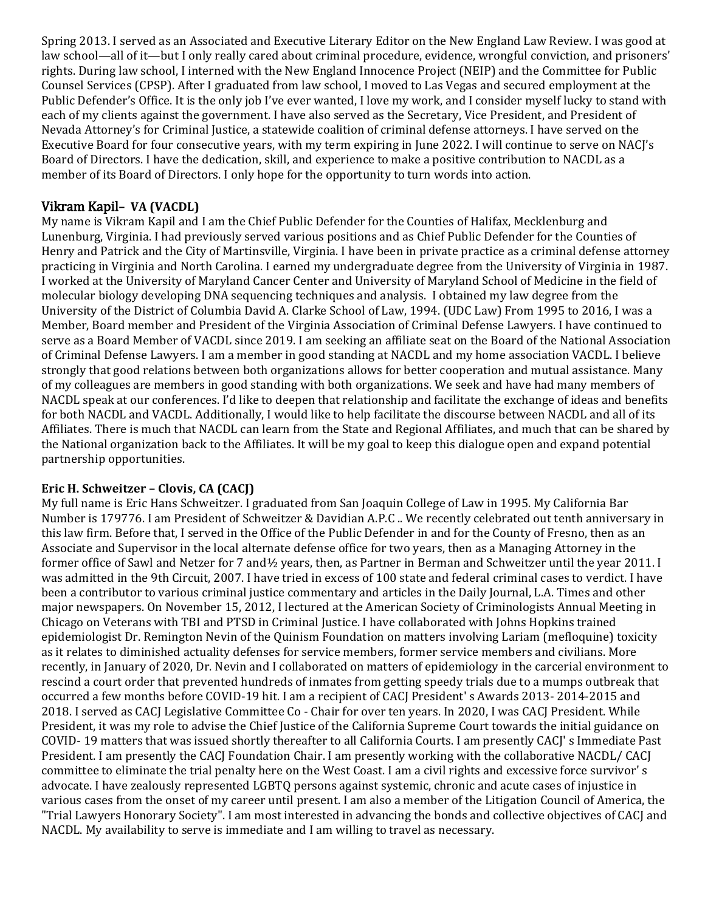Spring 2013. I served as an Associated and Executive Literary Editor on the New England Law Review. I was good at law school—all of it—but I only really cared about criminal procedure, evidence, wrongful conviction, and prisoners' rights. During law school, I interned with the New England Innocence Project (NEIP) and the Committee for Public Counsel Services (CPSP). After I graduated from law school, I moved to Las Vegas and secured employment at the Public Defender's Office. It is the only job I've ever wanted, I love my work, and I consider myself lucky to stand with each of my clients against the government. I have also served as the Secretary, Vice President, and President of Nevada Attorney's for Criminal Justice, a statewide coalition of criminal defense attorneys. I have served on the Executive Board for four consecutive years, with my term expiring in June 2022. I will continue to serve on NACJ's Board of Directors. I have the dedication, skill, and experience to make a positive contribution to NACDL as a member of its Board of Directors. I only hope for the opportunity to turn words into action.

### Vikram Kapil– VA (VACDL)

My name is Vikram Kapil and I am the Chief Public Defender for the Counties of Halifax, Mecklenburg and Lunenburg, Virginia. I had previously served various positions and as Chief Public Defender for the Counties of Henry and Patrick and the City of Martinsville, Virginia. I have been in private practice as a criminal defense attorney practicing in Virginia and North Carolina. I earned my undergraduate degree from the University of Virginia in 1987. I worked at the University of Maryland Cancer Center and University of Maryland School of Medicine in the field of molecular biology developing DNA sequencing techniques and analysis. I obtained my law degree from the University of the District of Columbia David A. Clarke School of Law, 1994. (UDC Law) From 1995 to 2016, I was a Member, Board member and President of the Virginia Association of Criminal Defense Lawyers. I have continued to serve as a Board Member of VACDL since 2019. I am seeking an affiliate seat on the Board of the National Association of Criminal Defense Lawyers. I am a member in good standing at NACDL and my home association VACDL. I believe strongly that good relations between both organizations allows for better cooperation and mutual assistance. Many of my colleagues are members in good standing with both organizations. We seek and have had many members of NACDL speak at our conferences. I'd like to deepen that relationship and facilitate the exchange of ideas and benefits for both NACDL and VACDL. Additionally, I would like to help facilitate the discourse between NACDL and all of its Affiliates. There is much that NACDL can learn from the State and Regional Affiliates, and much that can be shared by the National organization back to the Affiliates. It will be my goal to keep this dialogue open and expand potential partnership opportunities.

### Eric H. Schweitzer – Clovis, CA (CACJ)

My full name is Eric Hans Schweitzer. I graduated from San Joaquin College of Law in 1995. My California Bar Number is 179776. I am President of Schweitzer & Davidian A.P.C .. We recently celebrated out tenth anniversary in this law firm. Before that, I served in the Office of the Public Defender in and for the County of Fresno, then as an Associate and Supervisor in the local alternate defense office for two years, then as a Managing Attorney in the former office of Sawl and Netzer for 7 and½ years, then, as Partner in Berman and Schweitzer until the year 2011. I was admitted in the 9th Circuit, 2007. I have tried in excess of 100 state and federal criminal cases to verdict. I have been a contributor to various criminal justice commentary and articles in the Daily Journal, L.A. Times and other major newspapers. On November 15, 2012, I lectured at the American Society of Criminologists Annual Meeting in Chicago on Veterans with TBI and PTSD in Criminal Justice. I have collaborated with Johns Hopkins trained epidemiologist Dr. Remington Nevin of the Quinism Foundation on matters involving Lariam (mefloquine) toxicity as it relates to diminished actuality defenses for service members, former service members and civilians. More recently, in January of 2020, Dr. Nevin and I collaborated on matters of epidemiology in the carcerial environment to rescind a court order that prevented hundreds of inmates from getting speedy trials due to a mumps outbreak that occurred a few months before COVID-19 hit. I am a recipient of CACJ President' s Awards 2013- 2014-2015 and 2018. I served as CACJ Legislative Committee Co - Chair for over ten years. In 2020, I was CACJ President. While President, it was my role to advise the Chief Justice of the California Supreme Court towards the initial guidance on COVID- 19 matters that was issued shortly thereafter to all California Courts. I am presently CACJ' s Immediate Past President. I am presently the CACJ Foundation Chair. I am presently working with the collaborative NACDL/ CACJ committee to eliminate the trial penalty here on the West Coast. I am a civil rights and excessive force survivor' s advocate. I have zealously represented LGBTQ persons against systemic, chronic and acute cases of injustice in various cases from the onset of my career until present. I am also a member of the Litigation Council of America, the "Trial Lawyers Honorary Society". I am most interested in advancing the bonds and collective objectives of CACJ and NACDL. My availability to serve is immediate and I am willing to travel as necessary.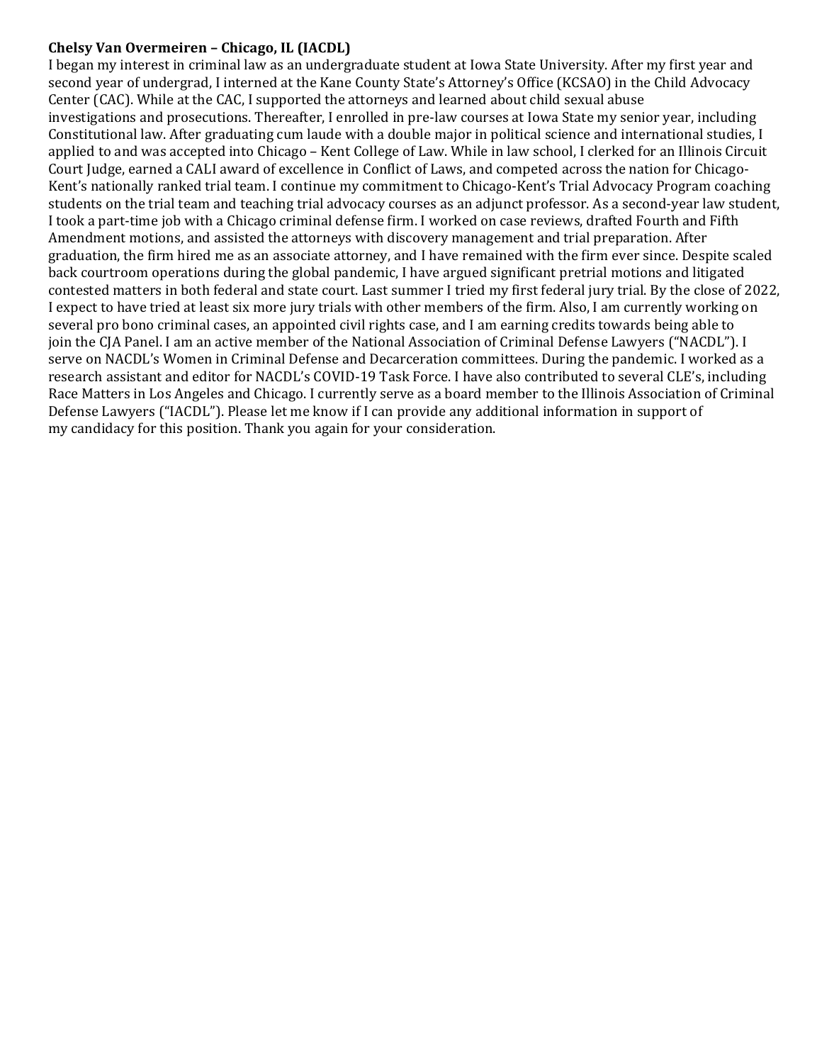**Chelsy Van Overmeiren – Chicago, IL (IACDL)**

I began my interest in criminal law as an undergraduate student at Iowa State University. After my first year and second year of undergrad, I interned at the Kane County State's Attorney's Office (KCSAO) in the Child Advocacy Center (CAC). While at the CAC, I supported the attorneys and learned about child sexual abuse investigations and prosecutions. Thereafter, I enrolled in pre-law courses at Iowa State my senior year, including Constitutional law. After graduating cum laude with a double major in political science and international studies, I applied to and was accepted into Chicago – Kent College of Law. While in law school, I clerked for an Illinois Circuit Court Judge, earned a CALI award of excellence in Conflict of Laws, and competed across the nation for Chicago-Kent's nationally ranked trial team. I continue my commitment to Chicago-Kent's Trial Advocacy Program coaching students on the trial team and teaching trial advocacy courses as an adjunct professor. As a second-year law student, I took a part-time job with a Chicago criminal defense firm. I worked on case reviews, drafted Fourth and Fifth Amendment motions, and assisted the attorneys with discovery management and trial preparation. After graduation, the firm hired me as an associate attorney, and I have remained with the firm ever since. Despite scaled back courtroom operations during the global pandemic, I have argued significant pretrial motions and litigated contested matters in both federal and state court. Last summer I tried my first federal jury trial. By the close of 2022, I expect to have tried at least six more jury trials with other members of the firm. Also, I am currently working on several pro bono criminal cases, an appointed civil rights case, and I am earning credits towards being able to join the CJA Panel. I am an active member of the National Association of Criminal Defense Lawyers ("NACDL"). I serve on NACDL's Women in Criminal Defense and Decarceration committees. During the pandemic. I worked as a research assistant and editor for NACDL's COVID-19 Task Force. I have also contributed to several CLE's, including Race Matters in Los Angeles and Chicago. I currently serve as a board member to the Illinois Association of Criminal Defense Lawyers ("IACDL"). Please let me know if I can provide any additional information in support of my candidacy for this position. Thank you again for your consideration.